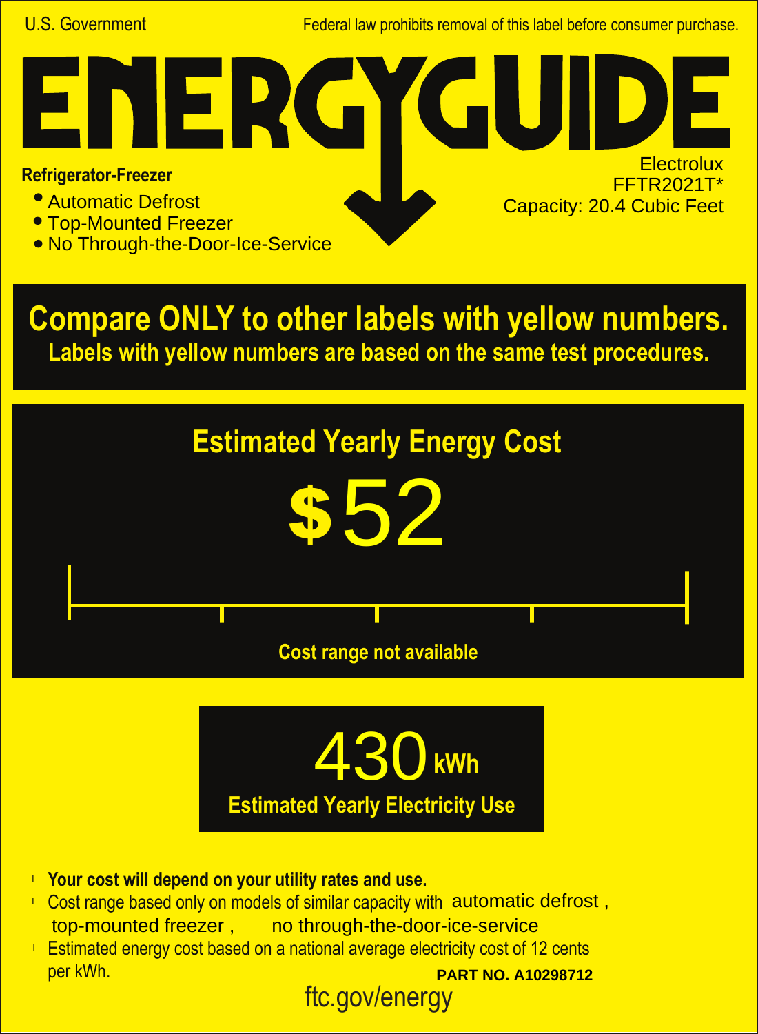U.S. Government

Federal law prohibits removal of this label before consumer purchase.

# ENERGYGUIDE

**Refrigerator-Freezer**

- Automatic Defrost
- Top-Mounted Freezer
- No Through-the-Door-Ice-Service

Electrolux
FFTR2021T*
Capacity: 20.4 Cubic Feet

## Compare ONLY to other labels with yellow numbers.

**Labels with yellow numbers are based on the same test procedures.**

## Estimated Yearly Energy Cost

# $52

Cost range not available

# 430 kWh

**Estimated Yearly Electricity Use**

- **Your cost will depend on your utility rates and use.**
- Cost range based only on models of similar capacity with automatic defrost , top-mounted freezer , no through-the-door-ice-service
- Estimated energy cost based on a national average electricity cost of 12 cents per kWh.

**PART NO. A10298712**

ftc.gov/energy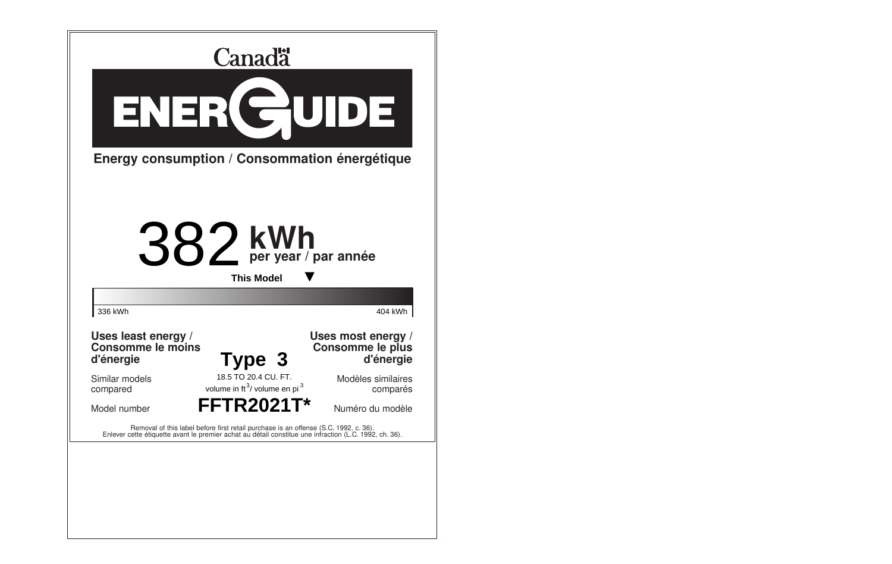Canada

# ENERGUIDE

**Energy consumption / Consommation énergétique**

382 **kWh** **per year / par année**

**This Model** ▼

336 kWh

404 kWh

**Uses least energy / Consomme le moins d'énergie**

**Uses most energy / Consomme le plus d'énergie**

**Type 3**

Similar models compared

18.5 TO 20.4 CU. FT.

volume in $ft^3$/ volume en $pi^3$

Modèles similaires comparés

Model number **FFTR2021T*** Numéro du modèle

Removal of this label before first retail purchase is an offense (S.C. 1992, c. 36).
Enlever cette étiquette avant le premier achat au détail constitue une infraction (L.C. 1992, ch. 36).